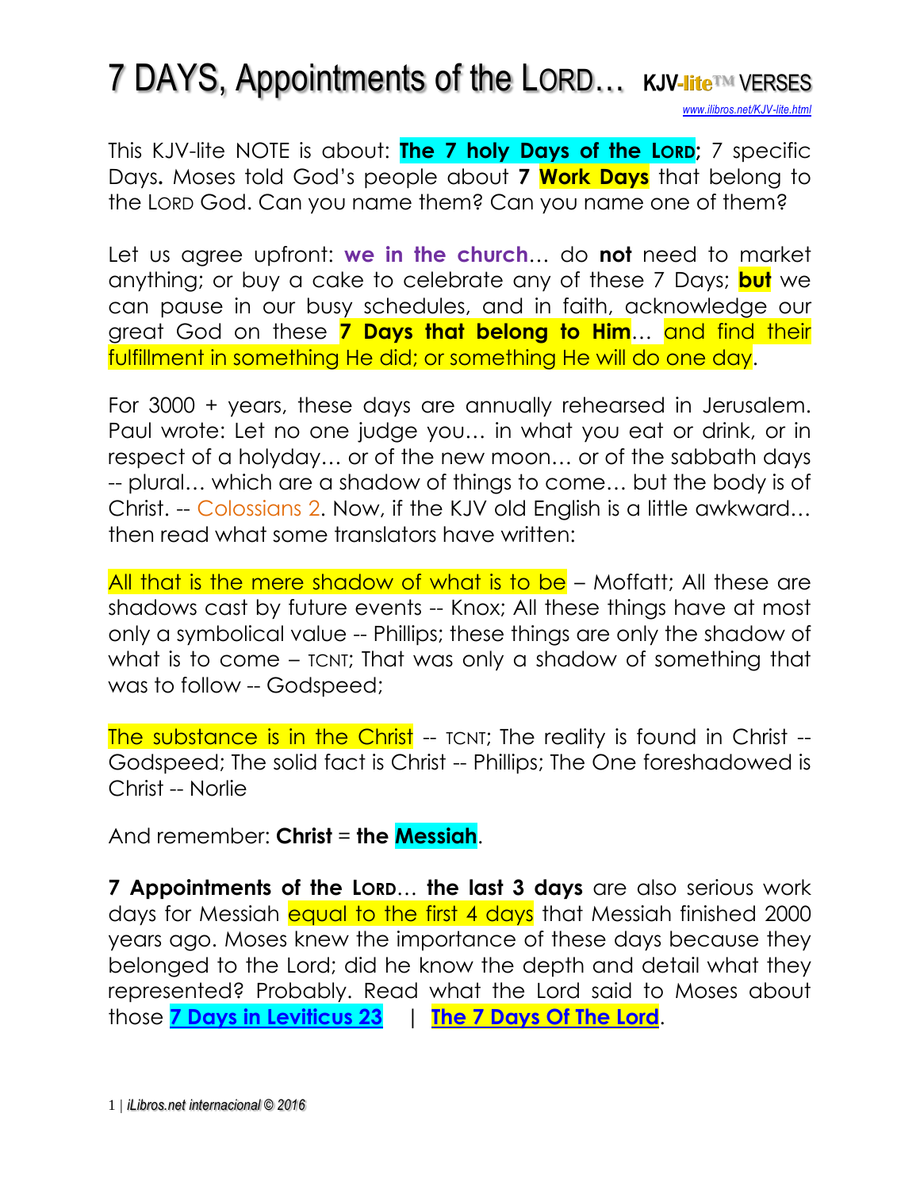# 7 DAYS, Appointments of the LORD… KJV-lite™ VERSES

*www.ilibros.net/KJV-lite.html*

This KJV-lite NOTE is about: **The 7 holy Days of the LORD;** 7 specific Days**.** Moses told God's people about **7 Work Days** that belong to the LORD God. Can you name them? Can you name one of them?

Let us agree upfront: **we in the church**… do **not** need to market anything; or buy a cake to celebrate any of these 7 Days; **but** we can pause in our busy schedules, and in faith, acknowledge our great God on these **7 Days that belong to Him**… and find their fulfillment in something He did; or something He will do one day.

For 3000 + years, these days are annually rehearsed in Jerusalem. Paul wrote: Let no one judge you… in what you eat or drink, or in respect of a holyday… or of the new moon… or of the sabbath days -- plural… which are a shadow of things to come… but the body is of Christ. -- Colossians 2. Now, if the KJV old English is a little awkward… then read what some translators have written:

All that is the mere shadow of what is to be – Moffatt; All these are shadows cast by future events -- Knox; All these things have at most only a symbolical value -- Phillips; these things are only the shadow of what is to come – TCNT; That was only a shadow of something that was to follow -- Godspeed;

The substance is in the Christ -- TCNT; The reality is found in Christ -- Godspeed; The solid fact is Christ -- Phillips; The One foreshadowed is Christ -- Norlie

And remember: **Christ** = **the Messiah**.

**7 Appointments of the LORD**… **the last 3 days** are also serious work days for Messiah equal to the first 4 days that Messiah finished 2000 years ago. Moses knew the importance of these days because they belonged to the Lord; did he know the depth and detail what they represented? Probably. Read what the Lord said to Moses about those **7 Days in Leviticus 23** | **The 7 Days Of The Lord**.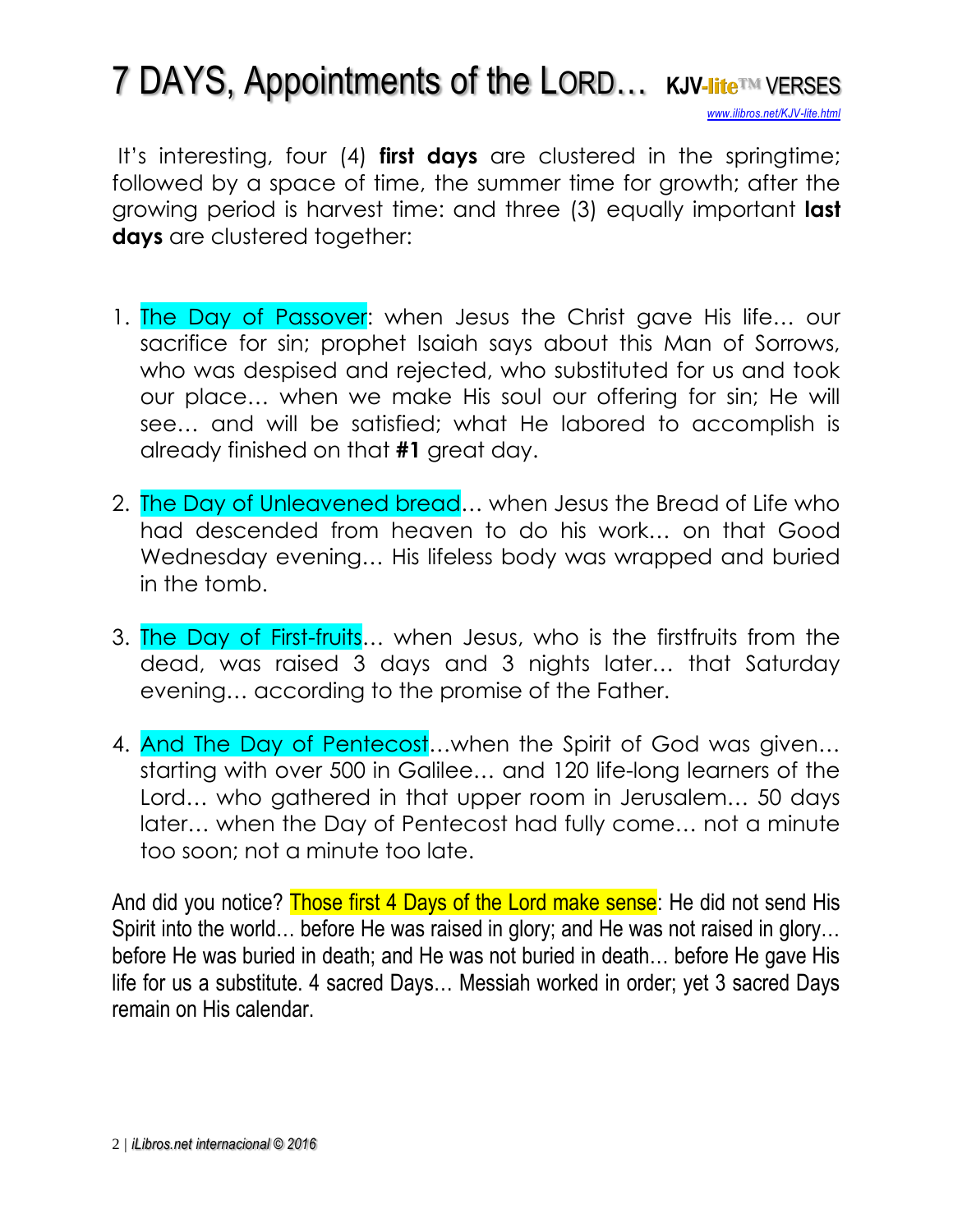It's interesting, four (4) **first days** are clustered in the springtime; followed by a space of time, the summer time for growth; after the growing period is harvest time: and three (3) equally important **last days** are clustered together:

1. The Day of Passover: when Jesus the Christ gave His life… our sacrifice for sin; prophet Isaiah says about this Man of Sorrows, who was despised and rejected, who substituted for us and took our place… when we make His soul our offering for sin; He will see… and will be satisfied; what He labored to accomplish is already finished on that **#1** great day.

2. The Day of Unleavened bread… when Jesus the Bread of Life who had descended from heaven to do his work… on that Good Wednesday evening… His lifeless body was wrapped and buried in the tomb.

3. The Day of First-fruits… when Jesus, who is the firstfruits from the dead, was raised 3 days and 3 nights later… that Saturday evening… according to the promise of the Father.

4. And The Day of Pentecost…when the Spirit of God was given… starting with over 500 in Galilee… and 120 life-long learners of the Lord… who gathered in that upper room in Jerusalem… 50 days later… when the Day of Pentecost had fully come… not a minute too soon; not a minute too late.

And did you notice? Those first 4 Days of the Lord make sense: He did not send His Spirit into the world… before He was raised in glory; and He was not raised in glory… before He was buried in death; and He was not buried in death… before He gave His life for us a substitute. 4 sacred Days… Messiah worked in order; yet 3 sacred Days remain on His calendar.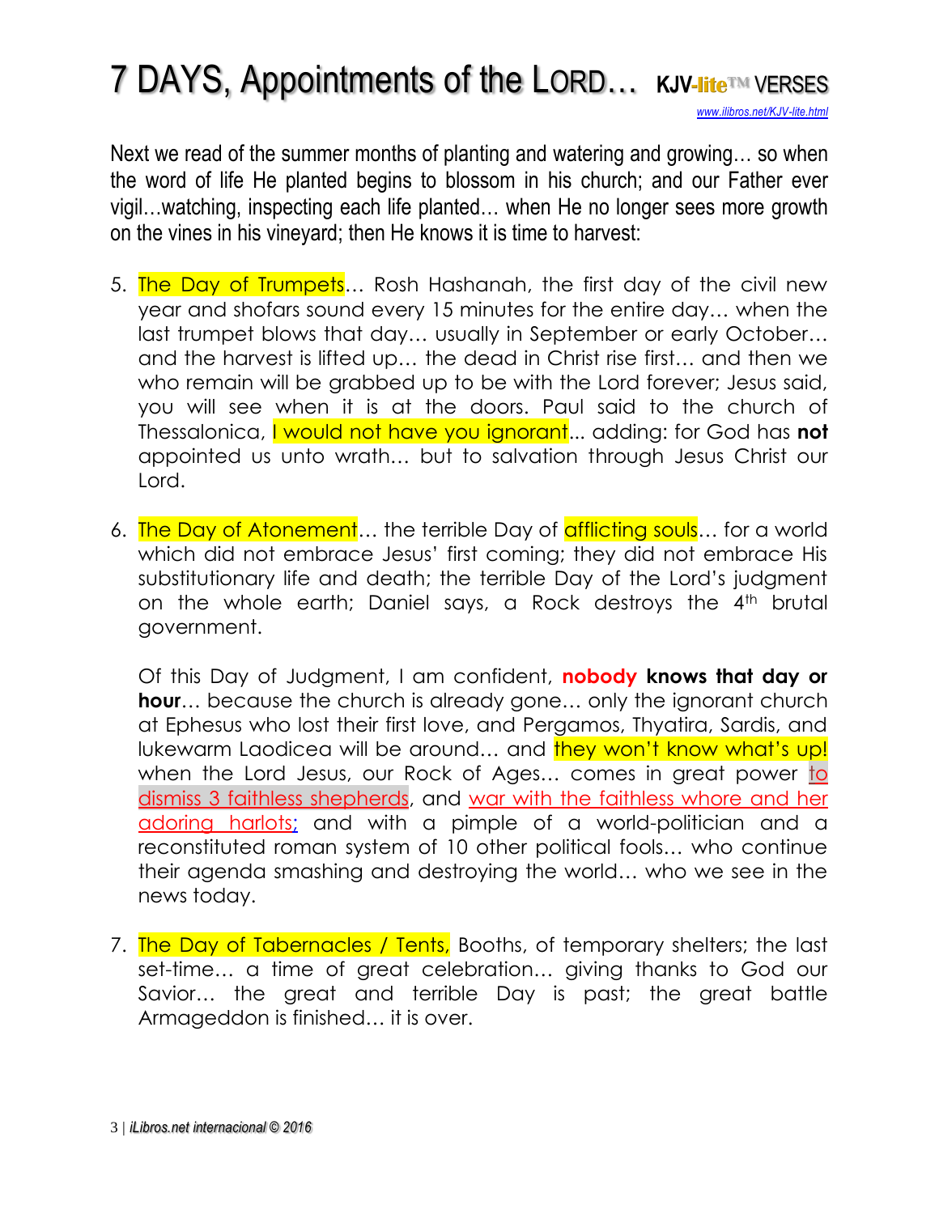Next we read of the summer months of planting and watering and growing… so when the word of life He planted begins to blossom in his church; and our Father ever vigil…watching, inspecting each life planted… when He no longer sees more growth on the vines in his vineyard; then He knows it is time to harvest:

5. The Day of Trumpets… Rosh Hashanah, the first day of the civil new year and shofars sound every 15 minutes for the entire day… when the last trumpet blows that day… usually in September or early October… and the harvest is lifted up… the dead in Christ rise first… and then we who remain will be grabbed up to be with the Lord forever; Jesus said, you will see when it is at the doors. Paul said to the church of Thessalonica, I would not have you ignorant... adding: for God has **not** appointed us unto wrath… but to salvation through Jesus Christ our Lord.

6. The Day of Atonement… the terrible Day of afflicting souls… for a world which did not embrace Jesus' first coming; they did not embrace His substitutionary life and death; the terrible Day of the Lord's judgment on the whole earth; Daniel says, a Rock destroys the 4th brutal government.

   Of this Day of Judgment, I am confident, **nobody knows that day or hour**… because the church is already gone… only the ignorant church at Ephesus who lost their first love, and Pergamos, Thyatira, Sardis, and lukewarm Laodicea will be around… and they won't know what's up! when the Lord Jesus, our Rock of Ages… comes in great power to dismiss 3 faithless shepherds, and war with the faithless whore and her adoring harlots; and with a pimple of a world-politician and a reconstituted roman system of 10 other political fools… who continue their agenda smashing and destroying the world… who we see in the news today.

7. The Day of Tabernacles / Tents, Booths, of temporary shelters; the last set-time… a time of great celebration… giving thanks to God our Savior… the great and terrible Day is past; the great battle Armageddon is finished… it is over.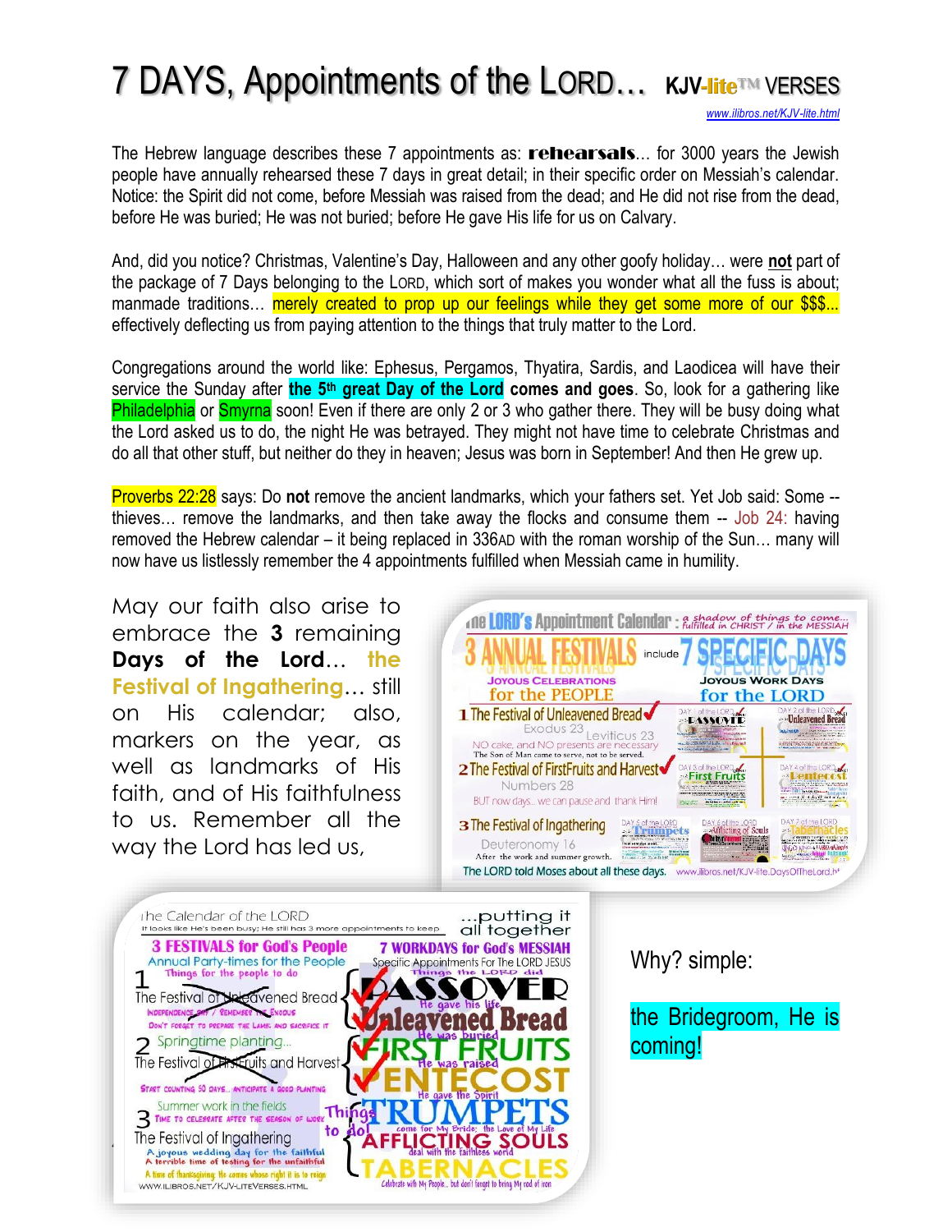# 7 DAYS, Appointments of the LORD… KJV-lite™ VERSES

www.ilibros.net/KJV-lite.html

The Hebrew language describes these 7 appointments as: **rehearsals**… for 3000 years the Jewish people have annually rehearsed these 7 days in great detail; in their specific order on Messiah's calendar. Notice: the Spirit did not come, before Messiah was raised from the dead; and He did not rise from the dead, before He was buried; He was not buried; before He gave His life for us on Calvary.

And, did you notice? Christmas, Valentine's Day, Halloween and any other goofy holiday… were **not** part of the package of 7 Days belonging to the LORD, which sort of makes you wonder what all the fuss is about; manmade traditions… merely created to prop up our feelings while they get some more of our $$$... effectively deflecting us from paying attention to the things that truly matter to the Lord.

Congregations around the world like: Ephesus, Pergamos, Thyatira, Sardis, and Laodicea will have their service the Sunday after **the 5th great Day of the Lord comes and goes**. So, look for a gathering like Philadelphia or Smyrna soon! Even if there are only 2 or 3 who gather there. They will be busy doing what the Lord asked us to do, the night He was betrayed. They might not have time to celebrate Christmas and do all that other stuff, but neither do they in heaven; Jesus was born in September! And then He grew up.

Proverbs 22:28 says: Do **not** remove the ancient landmarks, which your fathers set. Yet Job said: Some -- thieves… remove the landmarks, and then take away the flocks and consume them -- Job 24: having removed the Hebrew calendar – it being replaced in 336AD with the roman worship of the Sun… many will now have us listlessly remember the 4 appointments fulfilled when Messiah came in humility.

May our faith also arise to embrace the **3** remaining **Days of the Lord**… **the Festival of Ingathering**… still on His calendar; also, markers on the year, as well as landmarks of His faith, and of His faithfulness to us. Remember all the way the Lord has led us,

Why? simple:

the Bridegroom, He is coming!